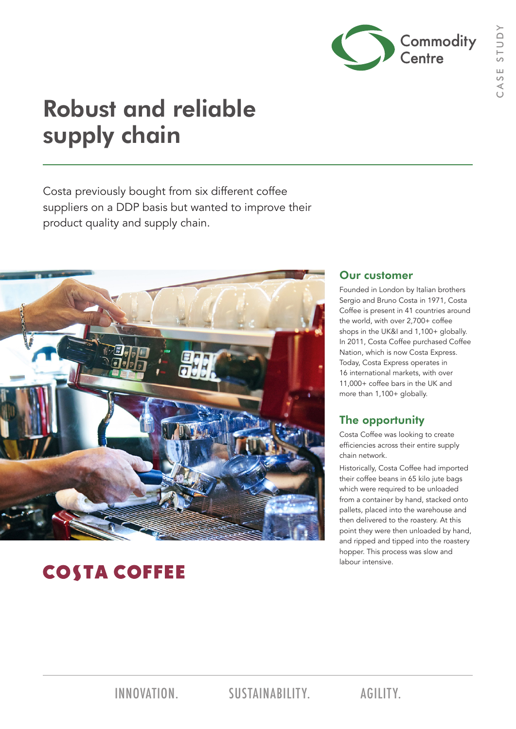Commodity Centre

CASE STUDY

# Robust and reliable supply chain

Costa previously bought from six different coffee suppliers on a DDP basis but wanted to improve their product quality and supply chain.

COSTA COFFEE

## Our customer

Founded in London by Italian brothers Sergio and Bruno Costa in 1971, Costa Coffee is present in 41 countries around the world, with over 2,700+ coffee shops in the UK&I and 1,100+ globally. In 2011, Costa Coffee purchased Coffee Nation, which is now Costa Express. Today, Costa Express operates in 16 international markets, with over 11,000+ coffee bars in the UK and more than 1,100+ globally.

## The opportunity

Costa Coffee was looking to create efficiencies across their entire supply chain network.

Historically, Costa Coffee had imported their coffee beans in 65 kilo jute bags which were required to be unloaded from a container by hand, stacked onto pallets, placed into the warehouse and then delivered to the roastery. At this point they were then unloaded by hand, and ripped and tipped into the roastery hopper. This process was slow and labour intensive.

INNOVATION. SUSTAINABILITY. AGILITY.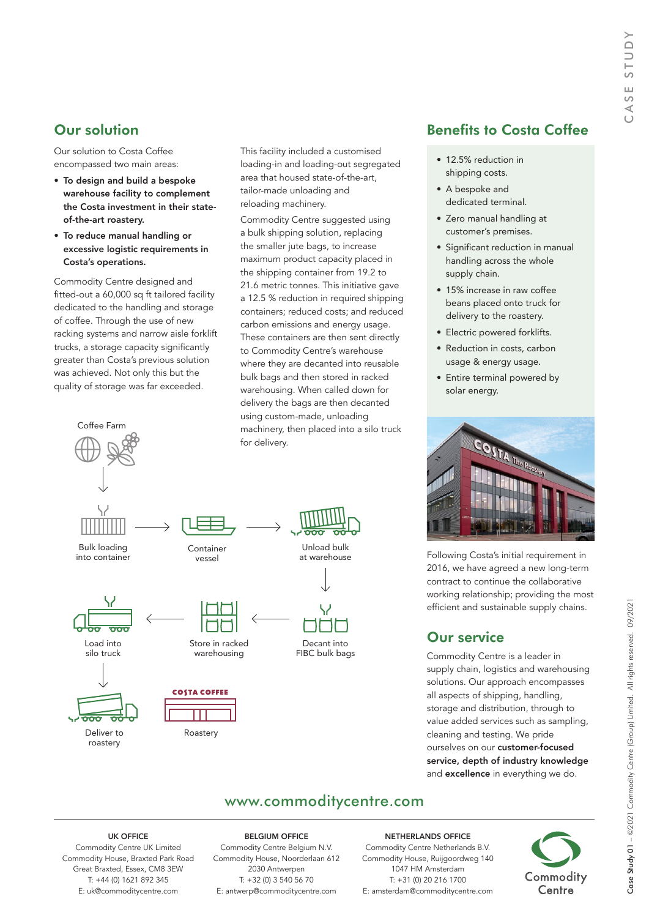## Our solution

Our solution to Costa Coffee encompassed two main areas:

- **To design and build a bespoke warehouse facility to complement the Costa investment in their state-of-the-art roastery.**
- **To reduce manual handling or excessive logistic requirements in Costa's operations.**

Commodity Centre designed and fitted-out a 60,000 sq ft tailored facility dedicated to the handling and storage of coffee. Through the use of new racking systems and narrow aisle forklift trucks, a storage capacity significantly greater than Costa's previous solution was achieved. Not only this but the quality of storage was far exceeded.

This facility included a customised loading-in and loading-out segregated area that housed state-of-the-art, tailor-made unloading and reloading machinery.

Commodity Centre suggested using a bulk shipping solution, replacing the smaller jute bags, to increase maximum product capacity placed in the shipping container from 19.2 to 21.6 metric tonnes. This initiative gave a 12.5 % reduction in required shipping containers; reduced costs; and reduced carbon emissions and energy usage. These containers are then sent directly to Commodity Centre's warehouse where they are decanted into reusable bulk bags and then stored in racked warehousing. When called down for delivery the bags are then decanted using custom-made, unloading machinery, then placed into a silo truck for delivery.

Coffee Farm

Bulk loading into container

Container vessel

Unload bulk at warehouse

Decant into FIBC bulk bags

Store in racked warehousing

Load into silo truck

Deliver to roastery

COSTA COFFEE

Roastery

## Benefits to Costa Coffee

- 12.5% reduction in shipping costs.
- A bespoke and dedicated terminal.
- Zero manual handling at customer's premises.
- Significant reduction in manual handling across the whole supply chain.
- 15% increase in raw coffee beans placed onto truck for delivery to the roastery.
- Electric powered forklifts.
- Reduction in costs, carbon usage & energy usage.
- Entire terminal powered by solar energy.

Following Costa's initial requirement in 2016, we have agreed a new long-term contract to continue the collaborative working relationship; providing the most efficient and sustainable supply chains.

## Our service

Commodity Centre is a leader in supply chain, logistics and warehousing solutions. Our approach encompasses all aspects of shipping, handling, storage and distribution, through to value added services such as sampling, cleaning and testing. We pride ourselves on our **customer-focused service, depth of industry knowledge** and **excellence** in everything we do.

www.commoditycentre.com

**UK OFFICE**
Commodity Centre UK Limited
Commodity House, Braxted Park Road
Great Braxted, Essex, CM8 3EW
T: +44 (0) 1621 892 345
E: uk@commoditycentre.com

**BELGIUM OFFICE**
Commodity Centre Belgium N.V.
Commodity House, Noorderlaan 612
2030 Antwerpen
T: +32 (0) 3 540 56 70
E: antwerp@commoditycentre.com

**NETHERLANDS OFFICE**
Commodity Centre Netherlands B.V.
Commodity House, Ruijgoordweg 140
1047 HM Amsterdam
T: +31 (0) 20 216 1700
E: amsterdam@commoditycentre.com

Commodity Centre

Case Study 01 – ©2021 Commodity Centre (Group) Limited. All rights reserved. 09/2021